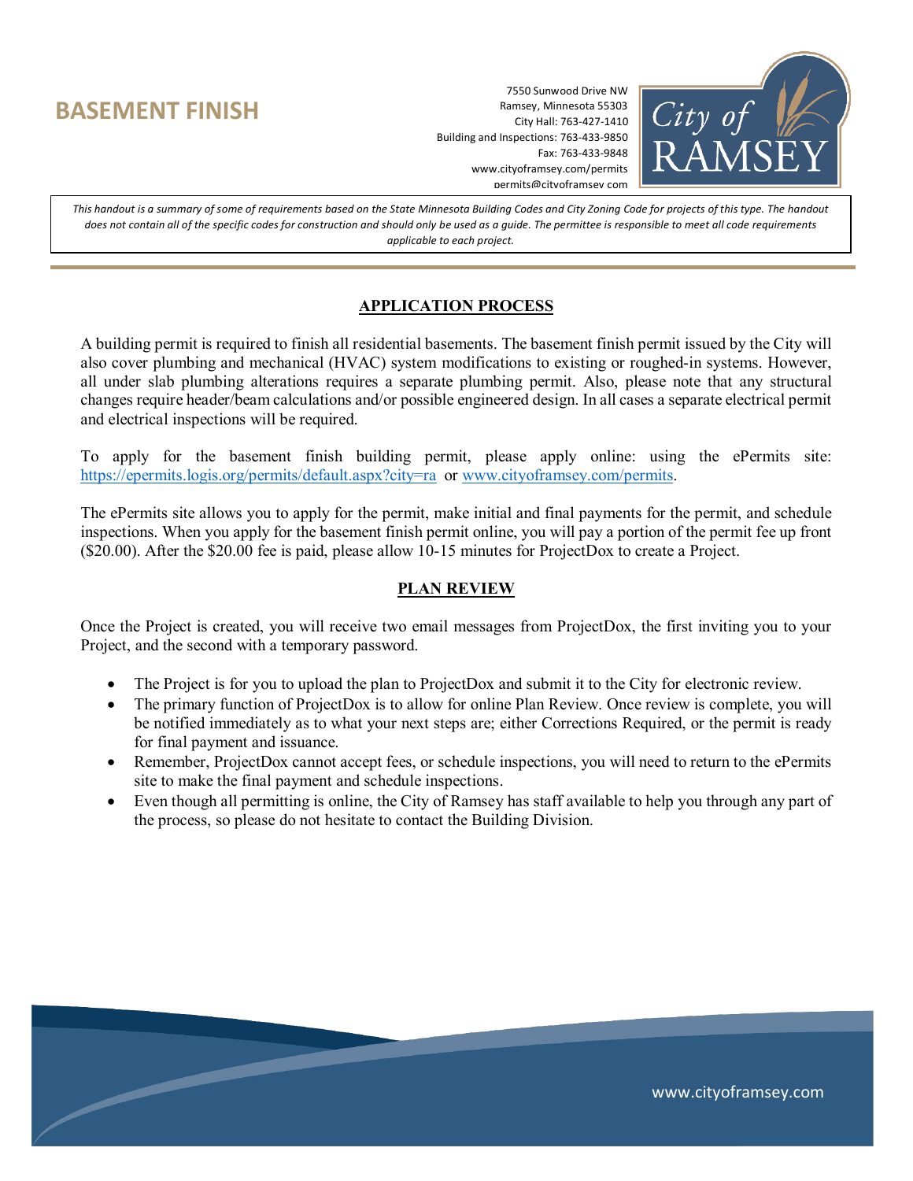# BASEMENT FINISH

7550 Sunwood Drive NW
Ramsey, Minnesota 55303
City Hall: 763-427-1410
Building and Inspections: 763-433-9850
Fax: 763-433-9848
www.cityoframsey.com/permits
permits@cityoframsey.com

*This handout is a summary of some of requirements based on the State Minnesota Building Codes and City Zoning Code for projects of this type. The handout does not contain all of the specific codes for construction and should only be used as a guide. The permittee is responsible to meet all code requirements applicable to each project.*

## APPLICATION PROCESS

A building permit is required to finish all residential basements. The basement finish permit issued by the City will also cover plumbing and mechanical (HVAC) system modifications to existing or roughed-in systems. However, all under slab plumbing alterations requires a separate plumbing permit. Also, please note that any structural changes require header/beam calculations and/or possible engineered design. In all cases a separate electrical permit and electrical inspections will be required.

To apply for the basement finish building permit, please apply online: using the ePermits site: https://epermits.logis.org/permits/default.aspx?city=ra or www.cityoframsey.com/permits.

The ePermits site allows you to apply for the permit, make initial and final payments for the permit, and schedule inspections. When you apply for the basement finish permit online, you will pay a portion of the permit fee up front ($20.00). After the $20.00 fee is paid, please allow 10-15 minutes for ProjectDox to create a Project.

## PLAN REVIEW

Once the Project is created, you will receive two email messages from ProjectDox, the first inviting you to your Project, and the second with a temporary password.

- The Project is for you to upload the plan to ProjectDox and submit it to the City for electronic review.
- The primary function of ProjectDox is to allow for online Plan Review. Once review is complete, you will be notified immediately as to what your next steps are; either Corrections Required, or the permit is ready for final payment and issuance.
- Remember, ProjectDox cannot accept fees, or schedule inspections, you will need to return to the ePermits site to make the final payment and schedule inspections.
- Even though all permitting is online, the City of Ramsey has staff available to help you through any part of the process, so please do not hesitate to contact the Building Division.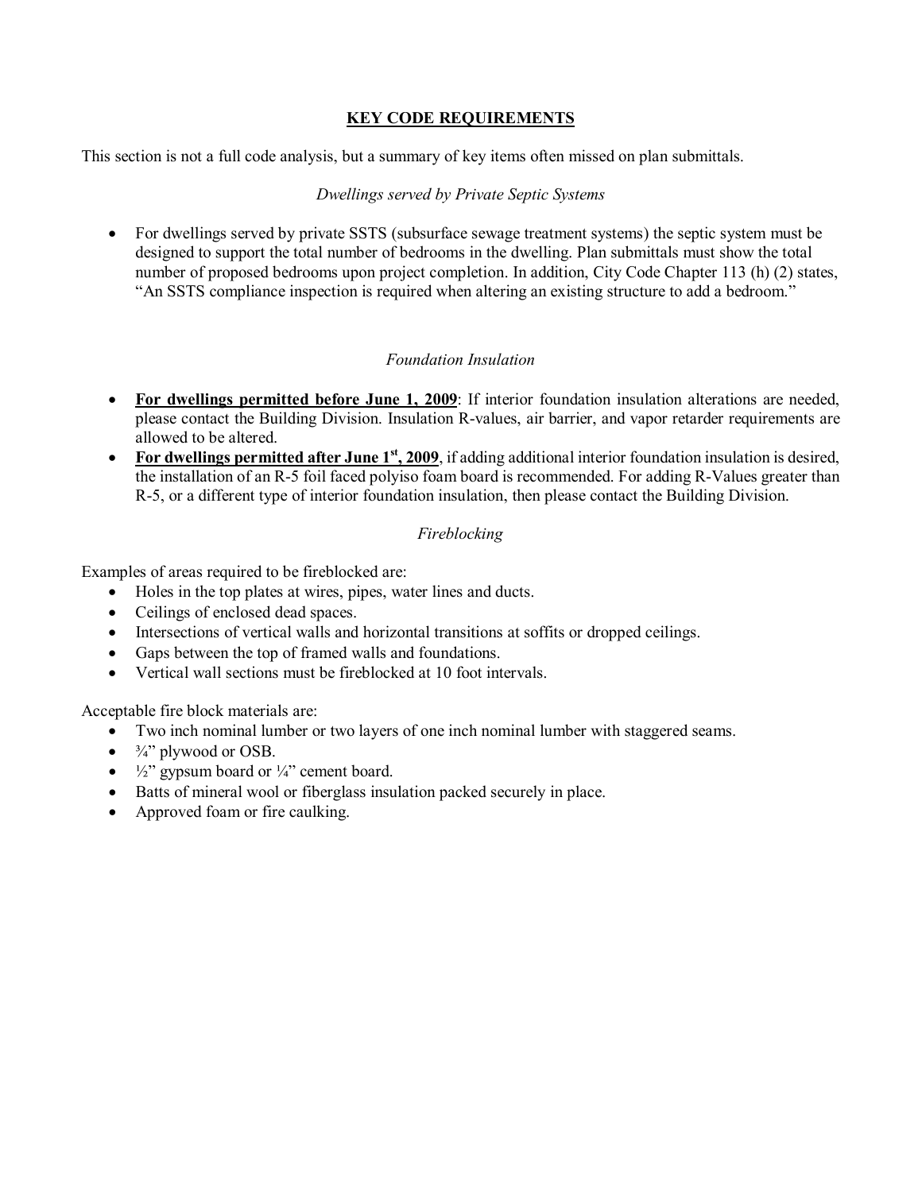# KEY CODE REQUIREMENTS

This section is not a full code analysis, but a summary of key items often missed on plan submittals.

### *Dwellings served by Private Septic Systems*

- For dwellings served by private SSTS (subsurface sewage treatment systems) the septic system must be designed to support the total number of bedrooms in the dwelling. Plan submittals must show the total number of proposed bedrooms upon project completion. In addition, City Code Chapter 113 (h) (2) states, "An SSTS compliance inspection is required when altering an existing structure to add a bedroom."

### *Foundation Insulation*

- **For dwellings permitted before June 1, 2009**: If interior foundation insulation alterations are needed, please contact the Building Division. Insulation R-values, air barrier, and vapor retarder requirements are allowed to be altered.
- **For dwellings permitted after June 1st, 2009**, if adding additional interior foundation insulation is desired, the installation of an R-5 foil faced polyiso foam board is recommended. For adding R-Values greater than R-5, or a different type of interior foundation insulation, then please contact the Building Division.

### *Fireblocking*

Examples of areas required to be fireblocked are:

- Holes in the top plates at wires, pipes, water lines and ducts.
- Ceilings of enclosed dead spaces.
- Intersections of vertical walls and horizontal transitions at soffits or dropped ceilings.
- Gaps between the top of framed walls and foundations.
- Vertical wall sections must be fireblocked at 10 foot intervals.

Acceptable fire block materials are:

- Two inch nominal lumber or two layers of one inch nominal lumber with staggered seams.
- ¾" plywood or OSB.
- ½" gypsum board or ¼" cement board.
- Batts of mineral wool or fiberglass insulation packed securely in place.
- Approved foam or fire caulking.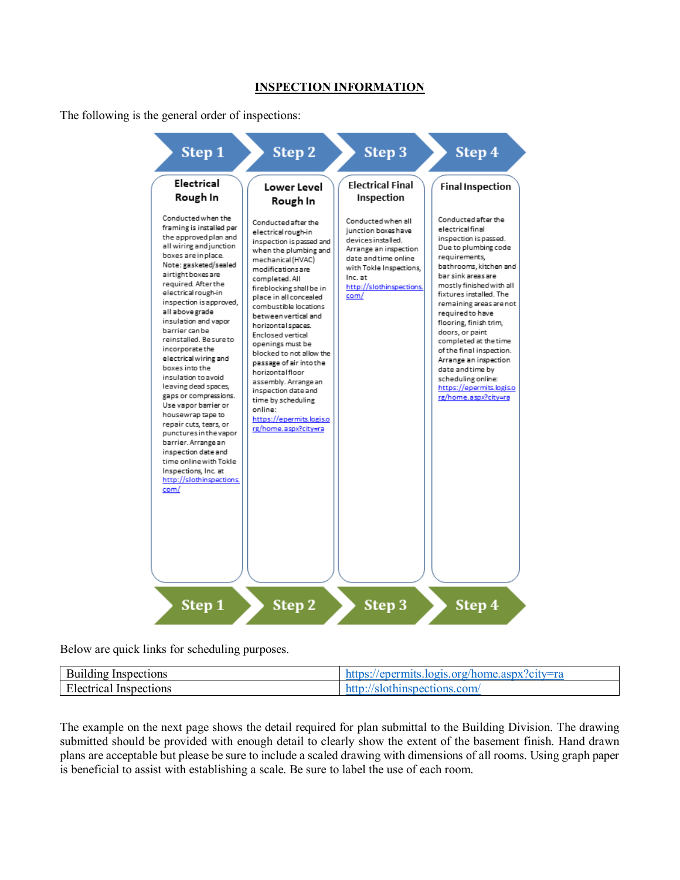# INSPECTION INFORMATION

The following is the general order of inspections:

### Step 1 – Electrical Rough In

Conducted when the framing is installed per the approved plan and all wiring and junction boxes are in place. Note: gasketed/sealed airtight boxes are required. After the electrical rough-in inspection is approved, all above grade insulation and vapor barrier can be reinstalled. Be sure to incorporate the electrical wiring and boxes into the insulation to avoid leaving dead spaces, gaps or compressions. Use vapor barrier or housewrap tape to repair cuts, tears, or punctures in the vapor barrier. Arrange an inspection date and time online with Tokle Inspections, Inc. at http://slothinspections.com/

### Step 2 – Lower Level Rough In

Conducted after the electrical rough-in inspection is passed and when the plumbing and mechanical (HVAC) modifications are completed. All fireblocking shall be in place in all concealed combustible locations between vertical and horizontal spaces. Enclosed vertical openings must be blocked to not allow the passage of air into the horizontal floor assembly. Arrange an inspection date and time by scheduling online: https://epermits.logis.org/home.aspx?city=ra

### Step 3 – Electrical Final Inspection

Conducted when all junction boxes have devices installed. Arrange an inspection date and time online with Tokle Inspections, Inc. at http://slothinspections.com/

### Step 4 – Final Inspection

Conducted after the electrical final inspection is passed. Due to plumbing code requirements, bathrooms, kitchen and bar sink areas are mostly finished with all fixtures installed. The remaining areas are not required to have flooring, finish trim, doors, or paint completed at the time of the final inspection. Arrange an inspection date and time by scheduling online: https://epermits.logis.org/home.aspx?city=ra

Below are quick links for scheduling purposes.

| Building Inspections | https://epermits.logis.org/home.aspx?city=ra |
|---|---|
| Electrical Inspections | http://slothinspections.com/ |

The example on the next page shows the detail required for plan submittal to the Building Division. The drawing submitted should be provided with enough detail to clearly show the extent of the basement finish. Hand drawn plans are acceptable but please be sure to include a scaled drawing with dimensions of all rooms. Using graph paper is beneficial to assist with establishing a scale. Be sure to label the use of each room.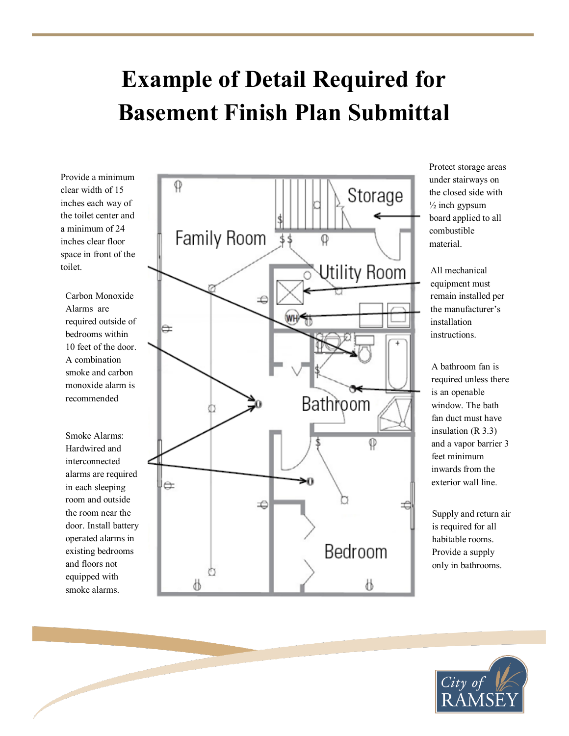# Example of Detail Required for Basement Finish Plan Submittal

Provide a minimum clear width of 15 inches each way of the toilet center and a minimum of 24 inches clear floor space in front of the toilet.

Carbon Monoxide Alarms are required outside of bedrooms within 10 feet of the door. A combination smoke and carbon monoxide alarm is recommended

Smoke Alarms: Hardwired and interconnected alarms are required in each sleeping room and outside the room near the door. Install battery operated alarms in existing bedrooms and floors not equipped with smoke alarms.

Family Room

Storage

Utility Room

WH

Bathroom

Bedroom

Protect storage areas under stairways on the closed side with ½ inch gypsum board applied to all combustible material.

All mechanical equipment must remain installed per the manufacturer's installation instructions.

A bathroom fan is required unless there is an openable window. The bath fan duct must have insulation (R 3.3) and a vapor barrier 3 feet minimum inwards from the exterior wall line.

Supply and return air is required for all habitable rooms. Provide a supply only in bathrooms.

City of RAMSEY